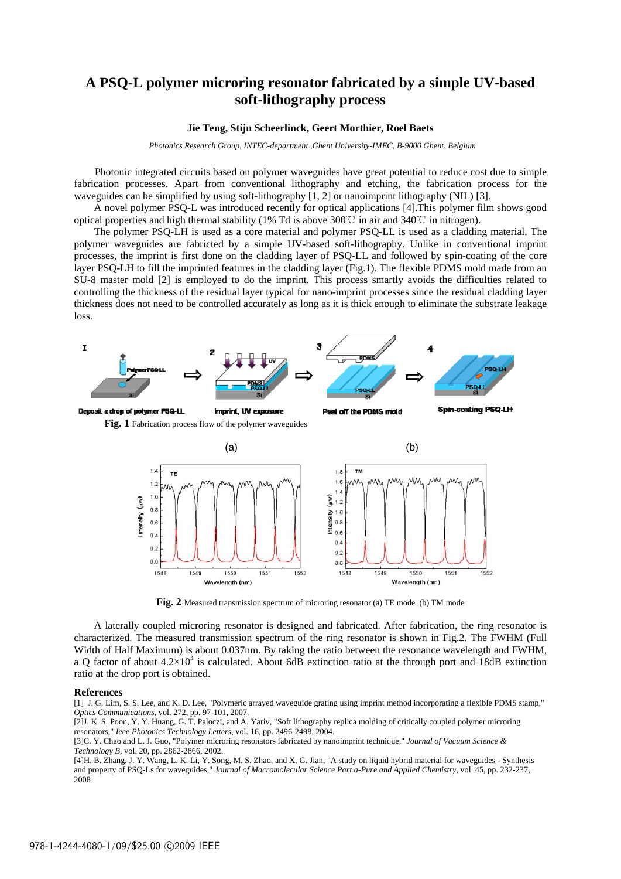# A PSQ-L polymer microring resonator fabricated by a simple UV-based soft-lithography process

**Jie Teng, Stijn Scheerlinck, Geert Morthier, Roel Baets**

*Photonics Research Group, INTEC-department ,Ghent University-IMEC, B-9000 Ghent, Belgium*

Photonic integrated circuits based on polymer waveguides have great potential to reduce cost due to simple fabrication processes. Apart from conventional lithography and etching, the fabrication process for the waveguides can be simplified by using soft-lithography [1, 2] or nanoimprint lithography (NIL) [3].

A novel polymer PSQ-L was introduced recently for optical applications [4].This polymer film shows good optical properties and high thermal stability (1% Td is above 300℃ in air and 340℃ in nitrogen).

The polymer PSQ-LH is used as a core material and polymer PSQ-LL is used as a cladding material. The polymer waveguides are fabricted by a simple UV-based soft-lithography. Unlike in conventional imprint processes, the imprint is first done on the cladding layer of PSQ-LL and followed by spin-coating of the core layer PSQ-LH to fill the imprinted features in the cladding layer (Fig.1). The flexible PDMS mold made from an SU-8 master mold [2] is employed to do the imprint. This process smartly avoids the difficulties related to controlling the thickness of the residual layer typical for nano-imprint processes since the residual cladding layer thickness does not need to be controlled accurately as long as it is thick enough to eliminate the substrate leakage loss.

1 Deposit a drop of polymer PSQ-LL ⇨ 2 Imprint, UV exposure ⇨ 3 Peel off the PDMS mold ⇨ 4 Spin-coating PSQ-LH

**Fig. 1** Fabrication process flow of the polymer waveguides

**Fig. 2** Measured transmission spectrum of microring resonator (a) TE mode (b) TM mode

A laterally coupled microring resonator is designed and fabricated. After fabrication, the ring resonator is characterized. The measured transmission spectrum of the ring resonator is shown in Fig.2. The FWHM (Full Width of Half Maximum) is about 0.037nm. By taking the ratio between the resonance wavelength and FWHM, a Q factor of about $4.2\times10^4$ is calculated. About 6dB extinction ratio at the through port and 18dB extinction ratio at the drop port is obtained.

## References

[1] J. G. Lim, S. S. Lee, and K. D. Lee, "Polymeric arrayed waveguide grating using imprint method incorporating a flexible PDMS stamp," *Optics Communications*, vol. 272, pp. 97-101, 2007.

[2]J. K. S. Poon, Y. Y. Huang, G. T. Paloczi, and A. Yariv, "Soft lithography replica molding of critically coupled polymer microring resonators," *Ieee Photonics Technology Letters*, vol. 16, pp. 2496-2498, 2004.

[3]C. Y. Chao and L. J. Guo, "Polymer microring resonators fabricated by nanoimprint technique," *Journal of Vacuum Science & Technology B*, vol. 20, pp. 2862-2866, 2002.

[4]H. B. Zhang, J. Y. Wang, L. K. Li, Y. Song, M. S. Zhao, and X. G. Jian, "A study on liquid hybrid material for waveguides - Synthesis and property of PSQ-Ls for waveguides," *Journal of Macromolecular Science Part a-Pure and Applied Chemistry*, vol. 45, pp. 232-237, 2008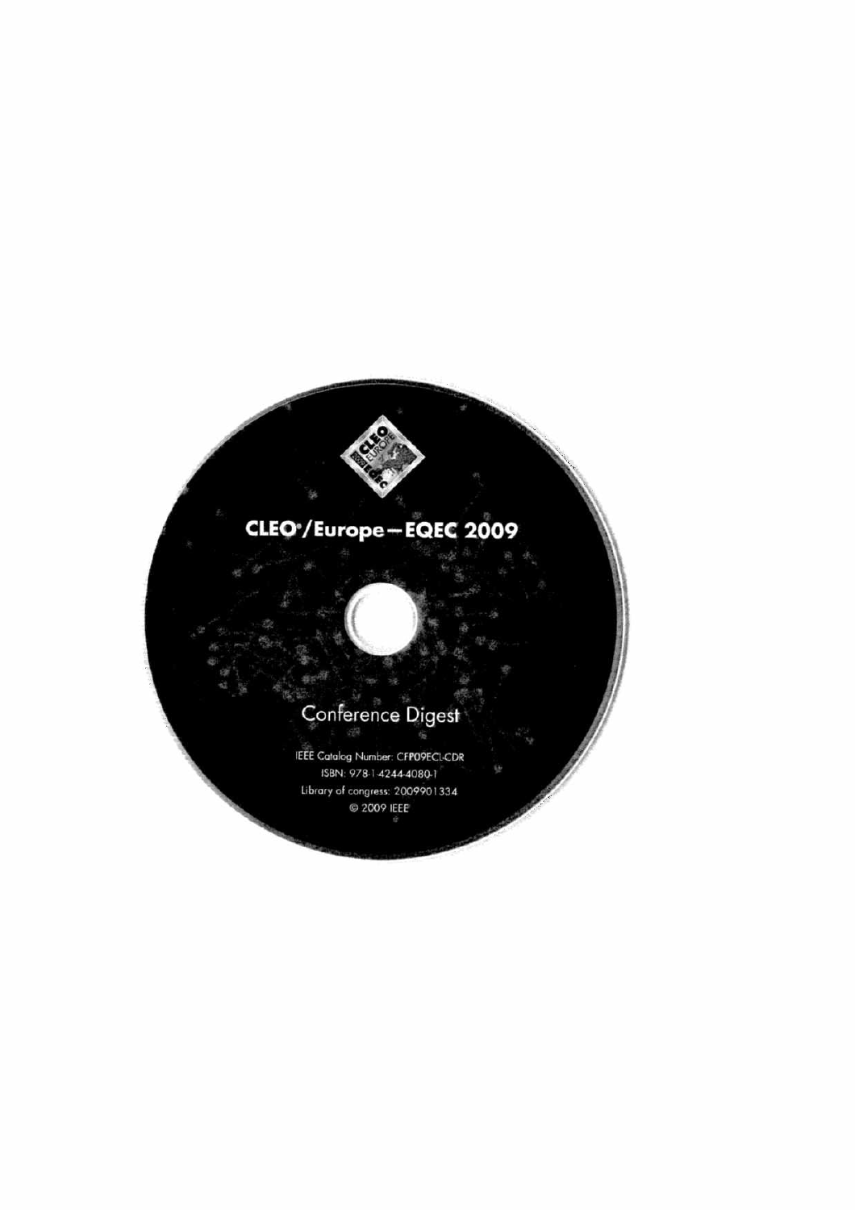CLEO®/Europe—EQEC 2009

Conference Digest

IEEE Catalog Number: CFP09ECL-CDR

ISBN: 978-1-4244-4080-1

Library of congress: 2009901334

© 2009 IEEE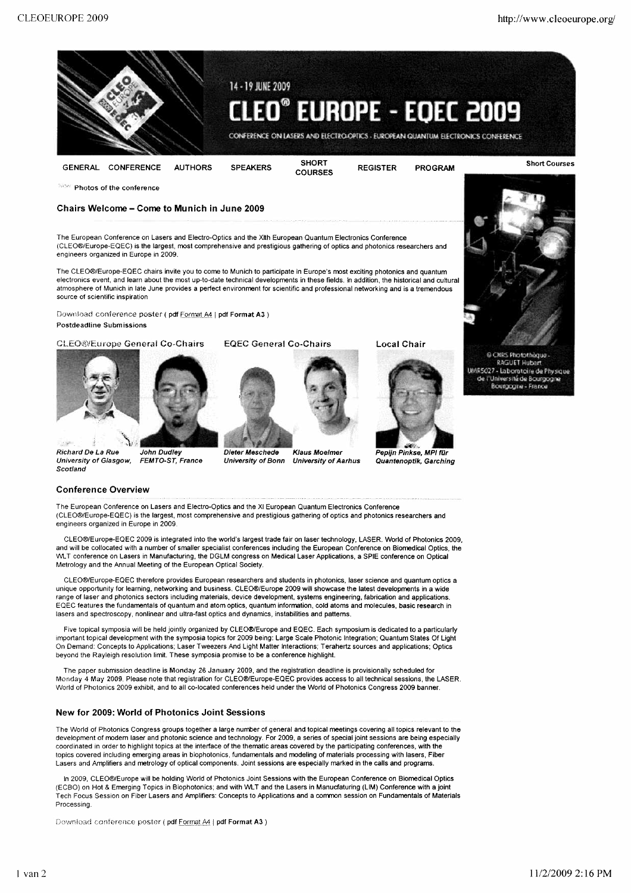14 - 19 JUNE 2009

# CLEO® EUROPE - EQEC 2009

CONFERENCE ON LASERS AND ELECTRO-OPTICS - EUROPEAN QUANTUM ELECTRONICS CONFERENCE

GENERAL | CONFERENCE | AUTHORS | SPEAKERS | SHORT COURSES | REGISTER | PROGRAM

Short Courses

Photos of the conference

## Chairs Welcome – Come to Munich in June 2009

The European Conference on Lasers and Electro-Optics and the XIth European Quantum Electronics Conference (CLEO®/Europe-EQEC) is the largest, most comprehensive and prestigious gathering of optics and photonics researchers and engineers organized in Europe in 2009.

The CLEO®/Europe-EQEC chairs invite you to come to Munich to participate in Europe's most exciting photonics and quantum electronics event, and learn about the most up-to-date technical developments in these fields. In addition, the historical and cultural atmosphere of Munich in late June provides a perfect environment for scientific and professional networking and is a tremendous source of scientific inspiration

Download conference poster ( pdf Format A4 | pdf **Format A3** )

**Postdeadline Submissions**

CLEO®/Europe General Co-Chairs

*Richard De La Rue*
*University of Glasgow, Scotland*

*John Dudley*
*FEMTO-ST, France*

EQEC General Co-Chairs

*Dieter Meschede*
*University of Bonn*

*Klaus Moelmer*
*University of Aarhus*

Local Chair

*Pepijn Pinkse, MPI für Quantenoptik, Garching*

© CNRS Photothèque - RAGUET Hubert
UMR5027 - Laboratoire de Physique de l'Université de Bourgogne
Bourgogne - France

## Conference Overview

The European Conference on Lasers and Electro-Optics and the XI European Quantum Electronics Conference (CLEO®/Europe-EQEC) is the largest, most comprehensive and prestigious gathering of optics and photonics researchers and engineers organized in Europe in 2009.

CLEO®/Europe-EQEC 2009 is integrated into the world's largest trade fair on laser technology, LASER. World of Photonics 2009, and will be collocated with a number of smaller specialist conferences including the European Conference on Biomedical Optics, the WLT conference on Lasers in Manufacturing, the DGLM congress on Medical Laser Applications, a SPIE conference on Optical Metrology and the Annual Meeting of the European Optical Society.

CLEO®/Europe-EQEC therefore provides European researchers and students in photonics, laser science and quantum optics a unique opportunity for learning, networking and business. CLEO®/Europe 2009 will showcase the latest developments in a wide range of laser and photonics sectors including materials, device development, systems engineering, fabrication and applications. EQEC features the fundamentals of quantum and atom optics, quantum information, cold atoms and molecules, basic research in lasers and spectroscopy, nonlinear and ultra-fast optics and dynamics, instabilities and patterns.

Five topical symposia will be held jointly organized by CLEO®/Europe and EQEC. Each symposium is dedicated to a particularly important topical development with the symposia topics for 2009 being: Large Scale Photonic Integration; Quantum States Of Light On Demand: Concepts to Applications; Laser Tweezers And Light Matter Interactions; Terahertz sources and applications; Optics beyond the Rayleigh resolution limit. These symposia promise to be a conference highlight.

The paper submission deadline is Monday 26 January 2009, and the registration deadline is provisionally scheduled for Monday 4 May 2009. Please note that registration for CLEO®/Europe-EQEC provides access to all technical sessions, the LASER. World of Photonics 2009 exhibit, and to all co-located conferences held under the World of Photonics Congress 2009 banner.

## New for 2009: World of Photonics Joint Sessions

The World of Photonics Congress groups together a large number of general and topical meetings covering all topics relevant to the development of modern laser and photonic science and technology. For 2009, a series of special joint sessions are being especially coordinated in order to highlight topics at the interface of the thematic areas covered by the participating conferences, with the topics covered including emerging areas in biophotonics, fundamentals and modeling of materials processing with lasers, Fiber Lasers and Amplifiers and metrology of optical components. Joint sessions are especially marked in the calls and programs.

In 2009, CLEO®/Europe will be holding World of Photonics Joint Sessions with the European Conference on Biomedical Optics (ECBO) on Hot & Emerging Topics in Biophotonics; and with WLT and the Lasers in Manucfaturing (LIM) Conference with a joint Tech Focus Session on Fiber Lasers and Amplifiers: Concepts to Applications and a common session on Fundamentals of Materials Processing.

Download conference poster ( pdf Format A4 | pdf **Format A3** )